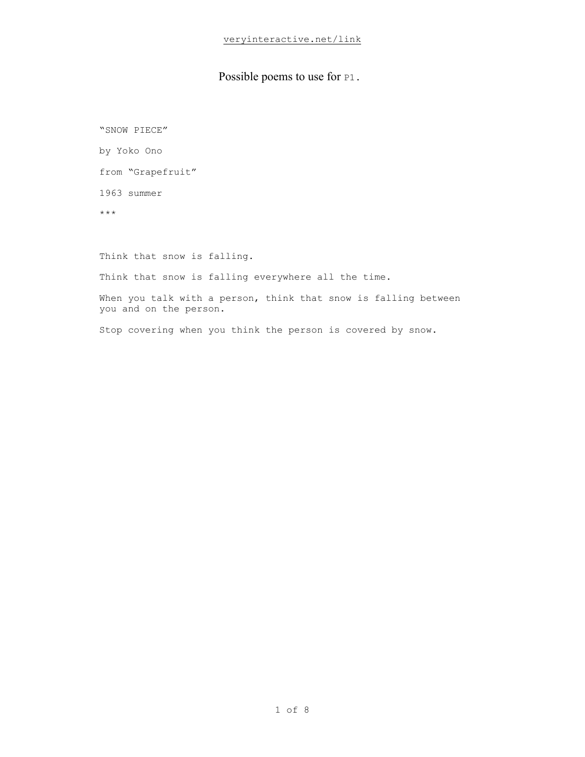veryinteractive.net/link

# Possible poems to use for `P1`.

"SNOW PIECE"

by Yoko Ono

from "Grapefruit"

1963 summer

***

Think that snow is falling.

Think that snow is falling everywhere all the time.

When you talk with a person, think that snow is falling between you and on the person.

Stop covering when you think the person is covered by snow.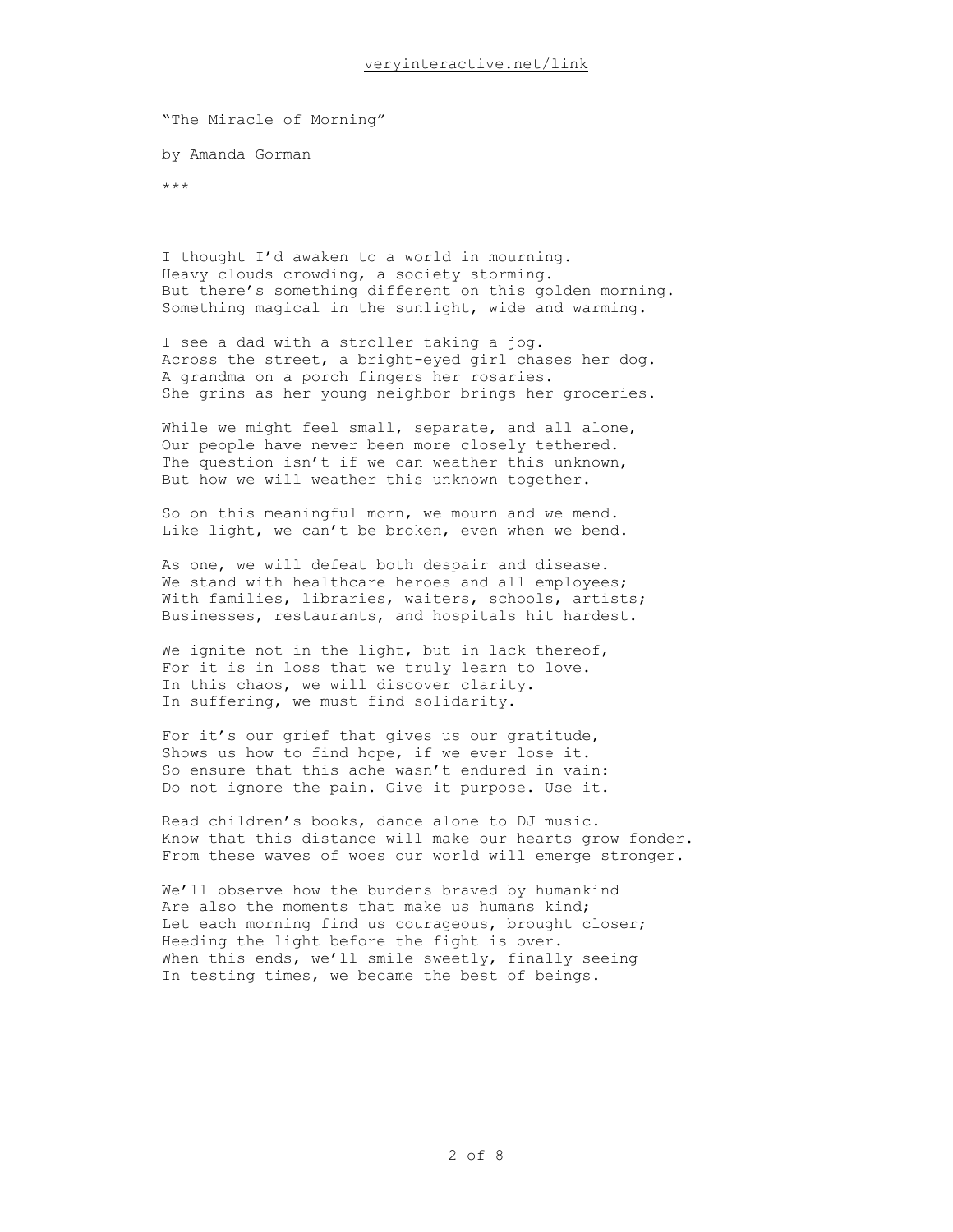"The Miracle of Morning"

by Amanda Gorman

***

I thought I'd awaken to a world in mourning.
Heavy clouds crowding, a society storming.
But there's something different on this golden morning.
Something magical in the sunlight, wide and warming.

I see a dad with a stroller taking a jog.
Across the street, a bright-eyed girl chases her dog.
A grandma on a porch fingers her rosaries.
She grins as her young neighbor brings her groceries.

While we might feel small, separate, and all alone,
Our people have never been more closely tethered.
The question isn't if we can weather this unknown,
But how we will weather this unknown together.

So on this meaningful morn, we mourn and we mend.
Like light, we can't be broken, even when we bend.

As one, we will defeat both despair and disease.
We stand with healthcare heroes and all employees;
With families, libraries, waiters, schools, artists;
Businesses, restaurants, and hospitals hit hardest.

We ignite not in the light, but in lack thereof,
For it is in loss that we truly learn to love.
In this chaos, we will discover clarity.
In suffering, we must find solidarity.

For it's our grief that gives us our gratitude,
Shows us how to find hope, if we ever lose it.
So ensure that this ache wasn't endured in vain:
Do not ignore the pain. Give it purpose. Use it.

Read children's books, dance alone to DJ music.
Know that this distance will make our hearts grow fonder.
From these waves of woes our world will emerge stronger.

We'll observe how the burdens braved by humankind
Are also the moments that make us humans kind;
Let each morning find us courageous, brought closer;
Heeding the light before the fight is over.
When this ends, we'll smile sweetly, finally seeing
In testing times, we became the best of beings.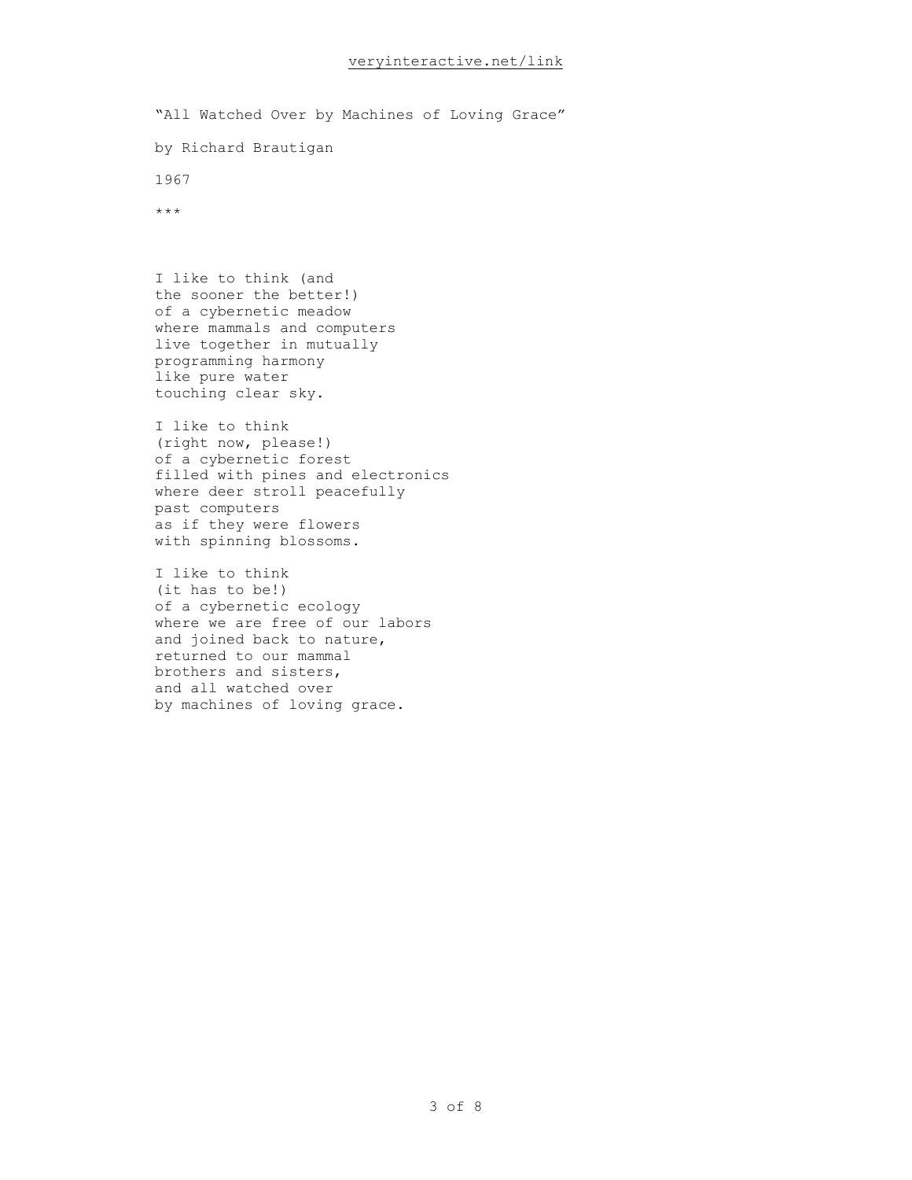"All Watched Over by Machines of Loving Grace"

by Richard Brautigan

1967

***

I like to think (and
the sooner the better!)
of a cybernetic meadow
where mammals and computers
live together in mutually
programming harmony
like pure water
touching clear sky.

I like to think
(right now, please!)
of a cybernetic forest
filled with pines and electronics
where deer stroll peacefully
past computers
as if they were flowers
with spinning blossoms.

I like to think
(it has to be!)
of a cybernetic ecology
where we are free of our labors
and joined back to nature,
returned to our mammal
brothers and sisters,
and all watched over
by machines of loving grace.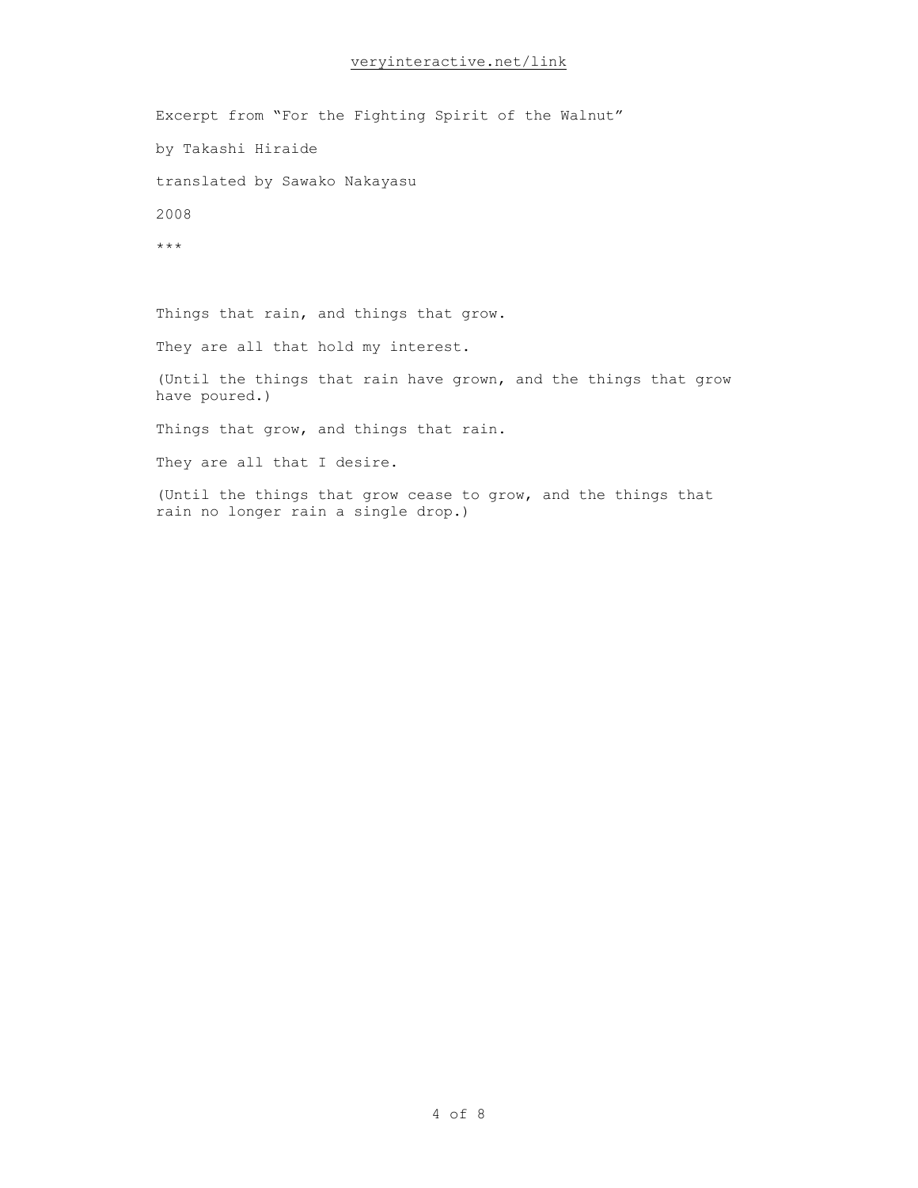Excerpt from "For the Fighting Spirit of the Walnut"

by Takashi Hiraide

translated by Sawako Nakayasu

2008

***

Things that rain, and things that grow.

They are all that hold my interest.

(Until the things that rain have grown, and the things that grow have poured.)

Things that grow, and things that rain.

They are all that I desire.

(Until the things that grow cease to grow, and the things that rain no longer rain a single drop.)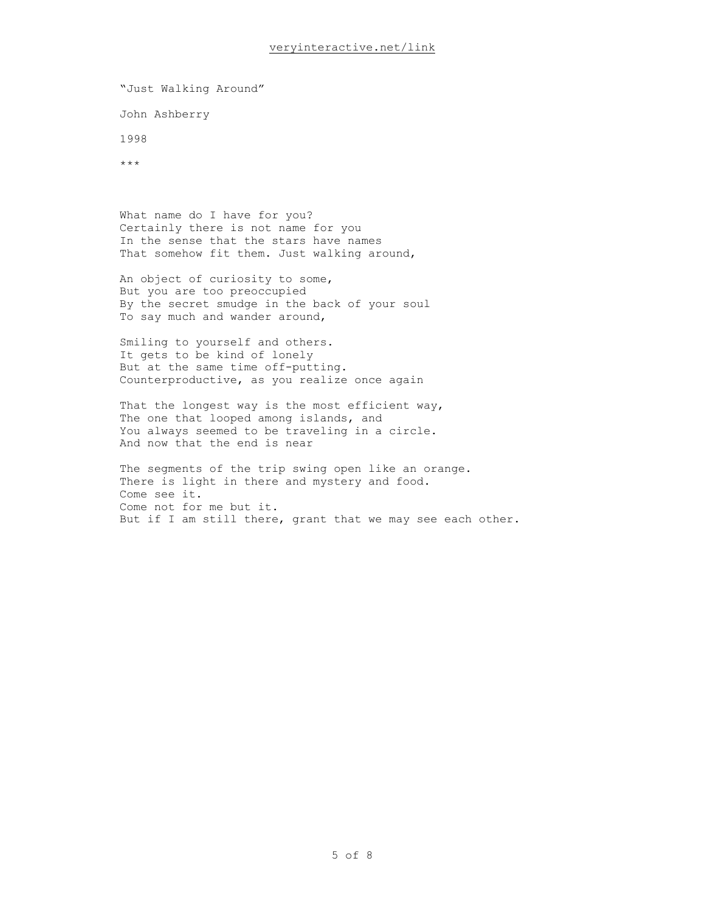veryinteractive.net/link

"Just Walking Around"

John Ashberry

1998

***

What name do I have for you?  
Certainly there is not name for you  
In the sense that the stars have names  
That somehow fit them. Just walking around,

An object of curiosity to some,  
But you are too preoccupied  
By the secret smudge in the back of your soul  
To say much and wander around,

Smiling to yourself and others.  
It gets to be kind of lonely  
But at the same time off-putting.  
Counterproductive, as you realize once again

That the longest way is the most efficient way,  
The one that looped among islands, and  
You always seemed to be traveling in a circle.  
And now that the end is near

The segments of the trip swing open like an orange.  
There is light in there and mystery and food.  
Come see it.  
Come not for me but it.  
But if I am still there, grant that we may see each other.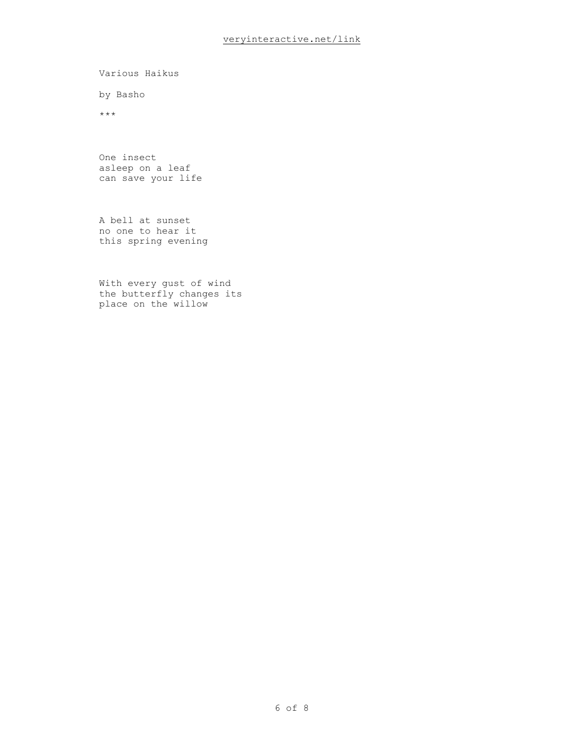Various Haikus

by Basho

***

One insect  
asleep on a leaf  
can save your life

A bell at sunset  
no one to hear it  
this spring evening

With every gust of wind  
the butterfly changes its  
place on the willow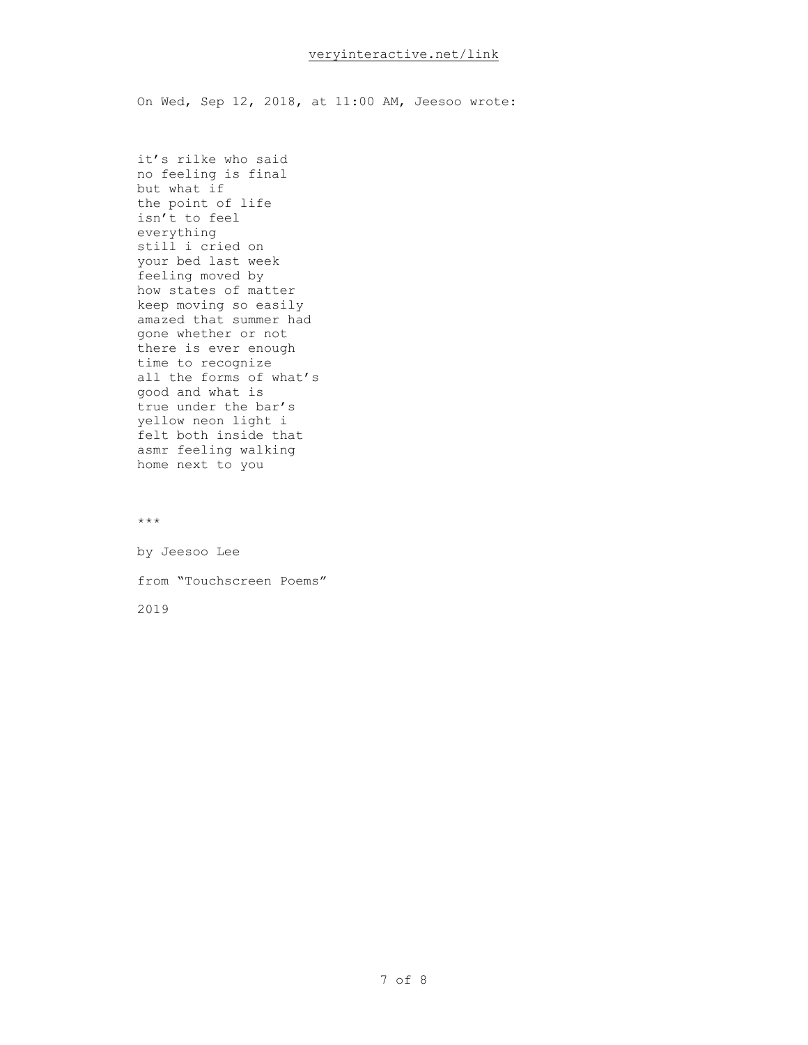On Wed, Sep 12, 2018, at 11:00 AM, Jeesoo wrote:

it’s rilke who said  
no feeling is final  
but what if  
the point of life  
isn’t to feel  
everything  
still i cried on  
your bed last week  
feeling moved by  
how states of matter  
keep moving so easily  
amazed that summer had  
gone whether or not  
there is ever enough  
time to recognize  
all the forms of what’s  
good and what is  
true under the bar’s  
yellow neon light i  
felt both inside that  
asmr feeling walking  
home next to you

***

by Jeesoo Lee

from “Touchscreen Poems”

2019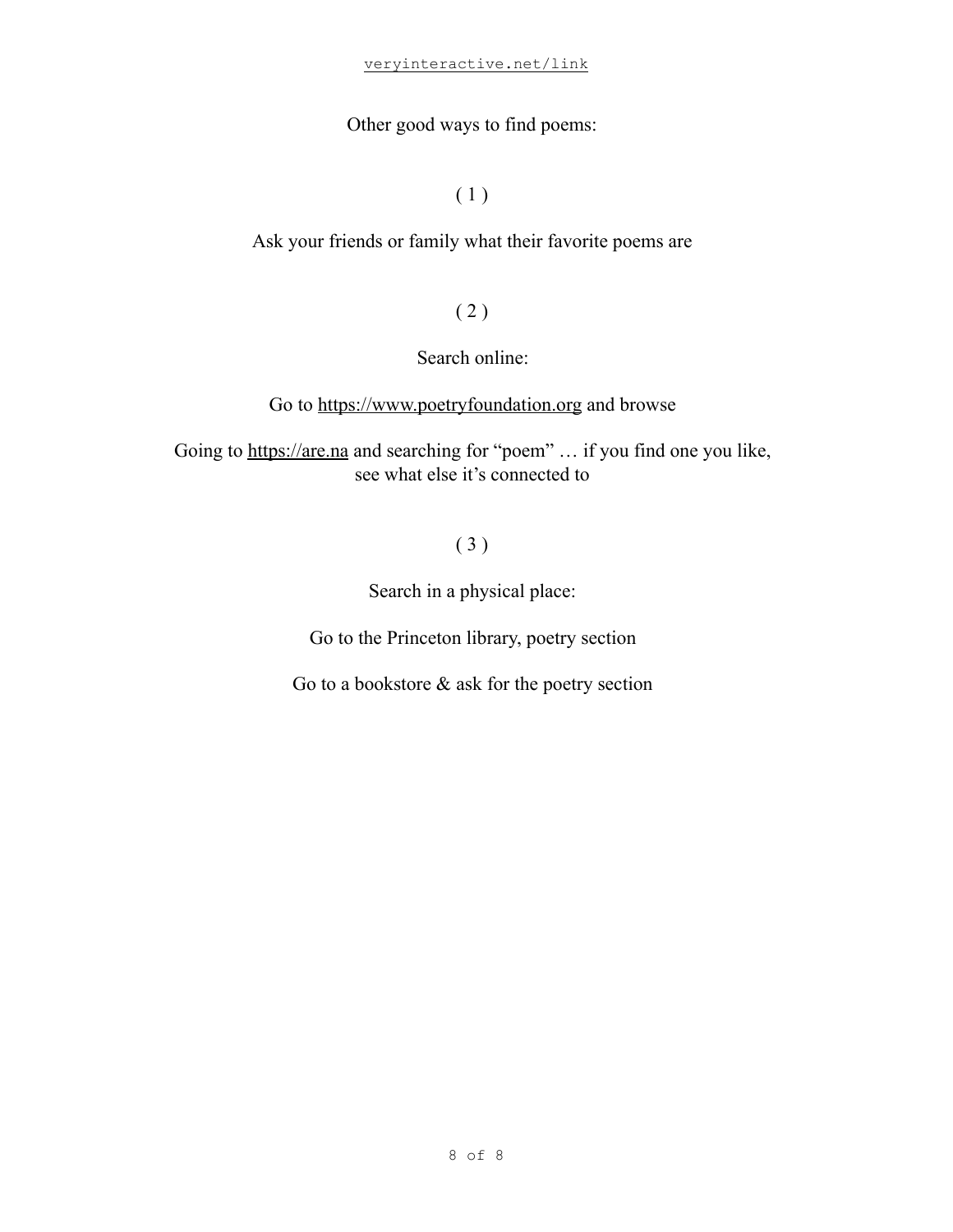Other good ways to find poems:

( 1 )

Ask your friends or family what their favorite poems are

( 2 )

Search online:

Go to https://www.poetryfoundation.org and browse

Going to https://are.na and searching for "poem" … if you find one you like, see what else it's connected to

( 3 )

Search in a physical place:

Go to the Princeton library, poetry section

Go to a bookstore & ask for the poetry section